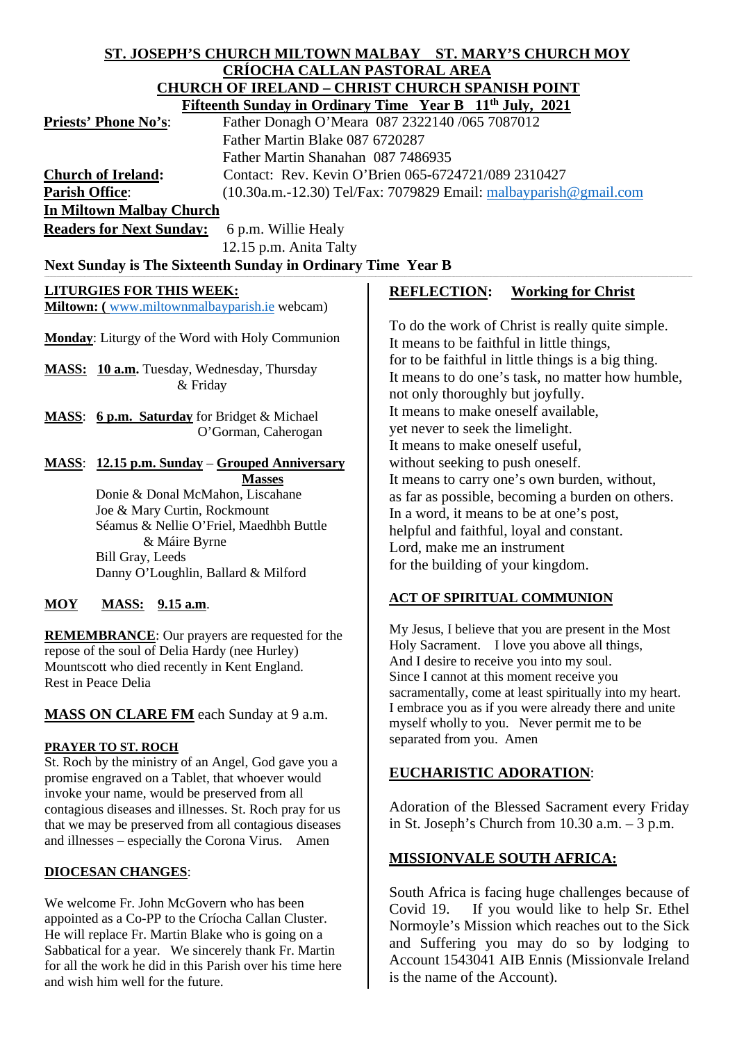**ST. JOSEPH'S CHURCH MILTOWN MALBAY ST. MARY'S CHURCH MOY**
**CRÍOCHA CALLAN PASTORAL AREA**
**CHURCH OF IRELAND – CHRIST CHURCH SPANISH POINT**
**Fifteenth Sunday in Ordinary Time Year B 11th July, 2021**

**Priests' Phone No's**: Father Donagh O'Meara 087 2322140 /065 7087012
Father Martin Blake 087 6720287
Father Martin Shanahan 087 7486935

**Church of Ireland**: Contact: Rev. Kevin O'Brien 065-6724721/089 2310427

**Parish Office**: (10.30a.m.-12.30) Tel/Fax: 7079829 Email: malbayparish@gmail.com

**In Miltown Malbay Church**

**Readers for Next Sunday:** 6 p.m. Willie Healy
12.15 p.m. Anita Talty

**Next Sunday is The Sixteenth Sunday in Ordinary Time Year B**

## LITURGIES FOR THIS WEEK:

**Miltown: (** www.miltownmalbayparish.ie webcam)

**Monday**: Liturgy of the Word with Holy Communion

**MASS: 10 a.m.** Tuesday, Wednesday, Thursday & Friday

**MASS**: **6 p.m. Saturday** for Bridget & Michael O'Gorman, Caherogan

**MASS**: **12.15 p.m. Sunday** – **Grouped Anniversary Masses**
Donie & Donal McMahon, Liscahane
Joe & Mary Curtin, Rockmount
Séamus & Nellie O'Friel, Maedhbh Buttle & Máire Byrne
Bill Gray, Leeds
Danny O'Loughlin, Ballard & Milford

**MOY MASS: 9.15 a.m**.

**REMEMBRANCE**: Our prayers are requested for the repose of the soul of Delia Hardy (nee Hurley) Mountscott who died recently in Kent England. Rest in Peace Delia

**MASS ON CLARE FM** each Sunday at 9 a.m.

## PRAYER TO ST. ROCH

St. Roch by the ministry of an Angel, God gave you a promise engraved on a Tablet, that whoever would invoke your name, would be preserved from all contagious diseases and illnesses. St. Roch pray for us that we may be preserved from all contagious diseases and illnesses – especially the Corona Virus. Amen

## DIOCESAN CHANGES:

We welcome Fr. John McGovern who has been appointed as a Co-PP to the Críocha Callan Cluster. He will replace Fr. Martin Blake who is going on a Sabbatical for a year. We sincerely thank Fr. Martin for all the work he did in this Parish over his time here and wish him well for the future.

## REFLECTION: Working for Christ

To do the work of Christ is really quite simple.
It means to be faithful in little things,
for to be faithful in little things is a big thing.
It means to do one's task, no matter how humble,
not only thoroughly but joyfully.
It means to make oneself available,
yet never to seek the limelight.
It means to make oneself useful,
without seeking to push oneself.
It means to carry one's own burden, without,
as far as possible, becoming a burden on others.
In a word, it means to be at one's post,
helpful and faithful, loyal and constant.
Lord, make me an instrument
for the building of your kingdom.

## ACT OF SPIRITUAL COMMUNION

My Jesus, I believe that you are present in the Most Holy Sacrament. I love you above all things,
And I desire to receive you into my soul.
Since I cannot at this moment receive you sacramentally, come at least spiritually into my heart.
I embrace you as if you were already there and unite myself wholly to you. Never permit me to be separated from you. Amen

## EUCHARISTIC ADORATION:

Adoration of the Blessed Sacrament every Friday in St. Joseph's Church from 10.30 a.m. – 3 p.m.

## MISSIONVALE SOUTH AFRICA:

South Africa is facing huge challenges because of Covid 19. If you would like to help Sr. Ethel Normoyle's Mission which reaches out to the Sick and Suffering you may do so by lodging to Account 1543041 AIB Ennis (Missionvale Ireland is the name of the Account).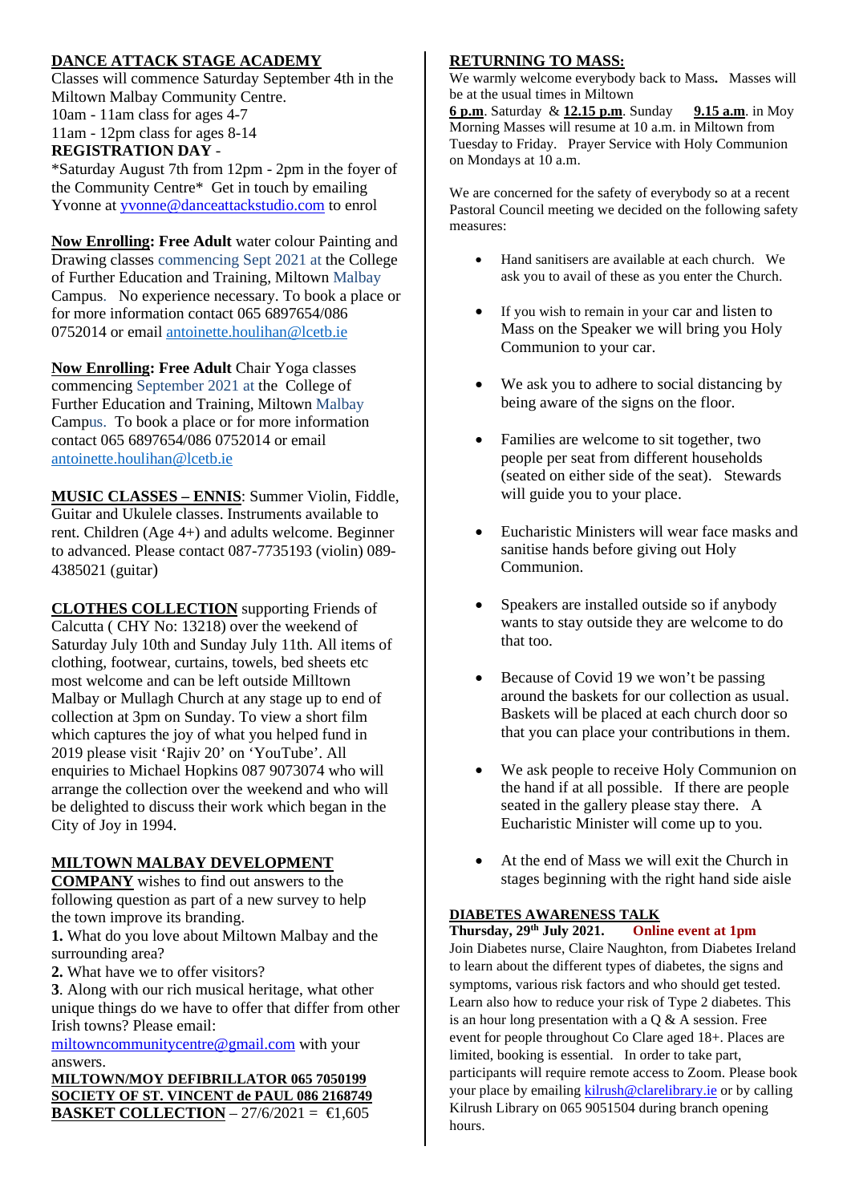**DANCE ATTACK STAGE ACADEMY**

Classes will commence Saturday September 4th in the Miltown Malbay Community Centre.
10am - 11am class for ages 4-7
11am - 12pm class for ages 8-14

**REGISTRATION DAY** -

*Saturday August 7th from 12pm - 2pm in the foyer of the Community Centre* Get in touch by emailing Yvonne at yvonne@danceattackstudio.com to enrol

**Now Enrolling: Free Adult** water colour Painting and Drawing classes commencing Sept 2021 at the College of Further Education and Training, Miltown Malbay Campus. No experience necessary. To book a place or for more information contact 065 6897654/086 0752014 or email antoinette.houlihan@lcetb.ie

**Now Enrolling: Free Adult** Chair Yoga classes commencing September 2021 at the College of Further Education and Training, Miltown Malbay Campus. To book a place or for more information contact 065 6897654/086 0752014 or email antoinette.houlihan@lcetb.ie

**MUSIC CLASSES – ENNIS**: Summer Violin, Fiddle, Guitar and Ukulele classes. Instruments available to rent. Children (Age 4+) and adults welcome. Beginner to advanced. Please contact 087-7735193 (violin) 089-4385021 (guitar)

**CLOTHES COLLECTION** supporting Friends of Calcutta ( CHY No: 13218) over the weekend of Saturday July 10th and Sunday July 11th. All items of clothing, footwear, curtains, towels, bed sheets etc most welcome and can be left outside Milltown Malbay or Mullagh Church at any stage up to end of collection at 3pm on Sunday. To view a short film which captures the joy of what you helped fund in 2019 please visit 'Rajiv 20' on 'YouTube'. All enquiries to Michael Hopkins 087 9073074 who will arrange the collection over the weekend and who will be delighted to discuss their work which began in the City of Joy in 1994.

**MILTOWN MALBAY DEVELOPMENT COMPANY** wishes to find out answers to the following question as part of a new survey to help the town improve its branding.

**1.** What do you love about Miltown Malbay and the surrounding area?

**2.** What have we to offer visitors?

**3**. Along with our rich musical heritage, what other unique things do we have to offer that differ from other Irish towns? Please email: miltowncommunitycentre@gmail.com with your answers.

**MILTOWN/MOY DEFIBRILLATOR 065 7050199**

**SOCIETY OF ST. VINCENT de PAUL 086 2168749**

**BASKET COLLECTION** – 27/6/2021 = €1,605

**RETURNING TO MASS:**

We warmly welcome everybody back to Mass. Masses will be at the usual times in Miltown **6 p.m**. Saturday & **12.15 p.m**. Sunday **9.15 a.m**. in Moy Morning Masses will resume at 10 a.m. in Miltown from Tuesday to Friday. Prayer Service with Holy Communion on Mondays at 10 a.m.

We are concerned for the safety of everybody so at a recent Pastoral Council meeting we decided on the following safety measures:

- Hand sanitisers are available at each church. We ask you to avail of these as you enter the Church.
- If you wish to remain in your car and listen to Mass on the Speaker we will bring you Holy Communion to your car.
- We ask you to adhere to social distancing by being aware of the signs on the floor.
- Families are welcome to sit together, two people per seat from different households (seated on either side of the seat). Stewards will guide you to your place.
- Eucharistic Ministers will wear face masks and sanitise hands before giving out Holy Communion.
- Speakers are installed outside so if anybody wants to stay outside they are welcome to do that too.
- Because of Covid 19 we won't be passing around the baskets for our collection as usual. Baskets will be placed at each church door so that you can place your contributions in them.
- We ask people to receive Holy Communion on the hand if at all possible. If there are people seated in the gallery please stay there. A Eucharistic Minister will come up to you.
- At the end of Mass we will exit the Church in stages beginning with the right hand side aisle

**DIABETES AWARENESS TALK**

**Thursday, 29th July 2021. Online event at 1pm**

Join Diabetes nurse, Claire Naughton, from Diabetes Ireland to learn about the different types of diabetes, the signs and symptoms, various risk factors and who should get tested. Learn also how to reduce your risk of Type 2 diabetes. This is an hour long presentation with a Q & A session. Free event for people throughout Co Clare aged 18+. Places are limited, booking is essential. In order to take part, participants will require remote access to Zoom. Please book your place by emailing kilrush@clarelibrary.ie or by calling Kilrush Library on 065 9051504 during branch opening hours.